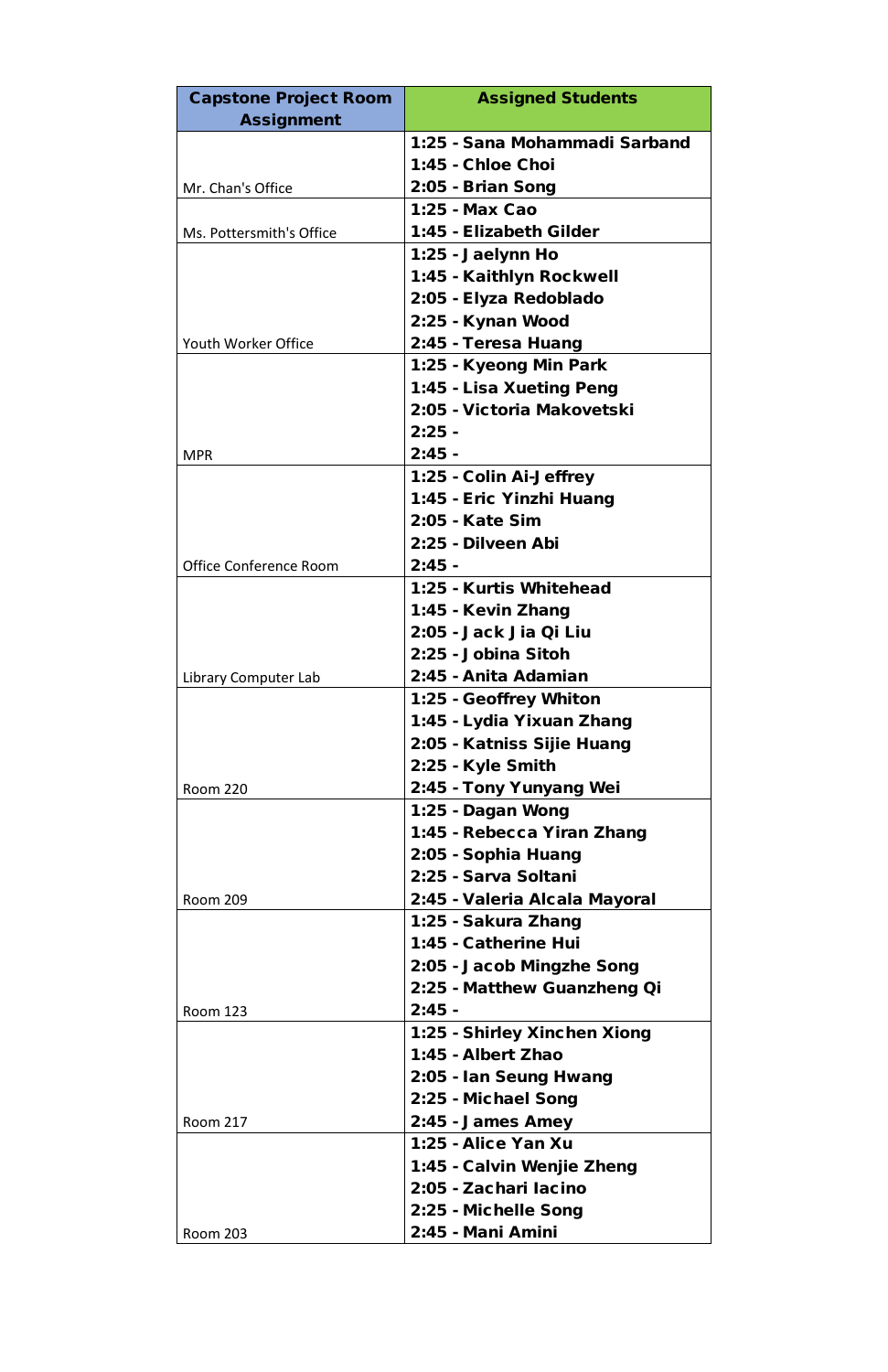| Capstone Project Room Assignment | Assigned Students |
|---|---|
| Mr. Chan's Office | **1:25 - Sana Mohammadi Sarband**<br>**1:45 - Chloe Choi**<br>**2:05 - Brian Song** |
| Ms. Pottersmith's Office | **1:25 - Max Cao**<br>**1:45 - Elizabeth Gilder** |
| Youth Worker Office | **1:25 - Jaelynn Ho**<br>**1:45 - Kaithlyn Rockwell**<br>**2:05 - Elyza Redoblado**<br>**2:25 - Kynan Wood**<br>**2:45 - Teresa Huang** |
| MPR | **1:25 - Kyeong Min Park**<br>**1:45 - Lisa Xueting Peng**<br>**2:05 - Victoria Makovetski**<br>**2:25 -**<br>**2:45 -** |
| Office Conference Room | **1:25 - Colin Ai-Jeffrey**<br>**1:45 - Eric Yinzhi Huang**<br>**2:05 - Kate Sim**<br>**2:25 - Dilveen Abi**<br>**2:45 -** |
| Library Computer Lab | **1:25 - Kurtis Whitehead**<br>**1:45 - Kevin Zhang**<br>**2:05 - Jack Jia Qi Liu**<br>**2:25 - Jobina Sitoh**<br>**2:45 - Anita Adamian** |
| Room 220 | **1:25 - Geoffrey Whiton**<br>**1:45 - Lydia Yixuan Zhang**<br>**2:05 - Katniss Sijie Huang**<br>**2:25 - Kyle Smith**<br>**2:45 - Tony Yunyang Wei** |
| Room 209 | **1:25 - Dagan Wong**<br>**1:45 - Rebecca Yiran Zhang**<br>**2:05 - Sophia Huang**<br>**2:25 - Sarva Soltani**<br>**2:45 - Valeria Alcala Mayoral** |
| Room 123 | **1:25 - Sakura Zhang**<br>**1:45 - Catherine Hui**<br>**2:05 - Jacob Mingzhe Song**<br>**2:25 - Matthew Guanzheng Qi**<br>**2:45 -** |
| Room 217 | **1:25 - Shirley Xinchen Xiong**<br>**1:45 - Albert Zhao**<br>**2:05 - Ian Seung Hwang**<br>**2:25 - Michael Song**<br>**2:45 - James Amey** |
| Room 203 | **1:25 - Alice Yan Xu**<br>**1:45 - Calvin Wenjie Zheng**<br>**2:05 - Zachari Iacino**<br>**2:25 - Michelle Song**<br>**2:45 - Mani Amini** |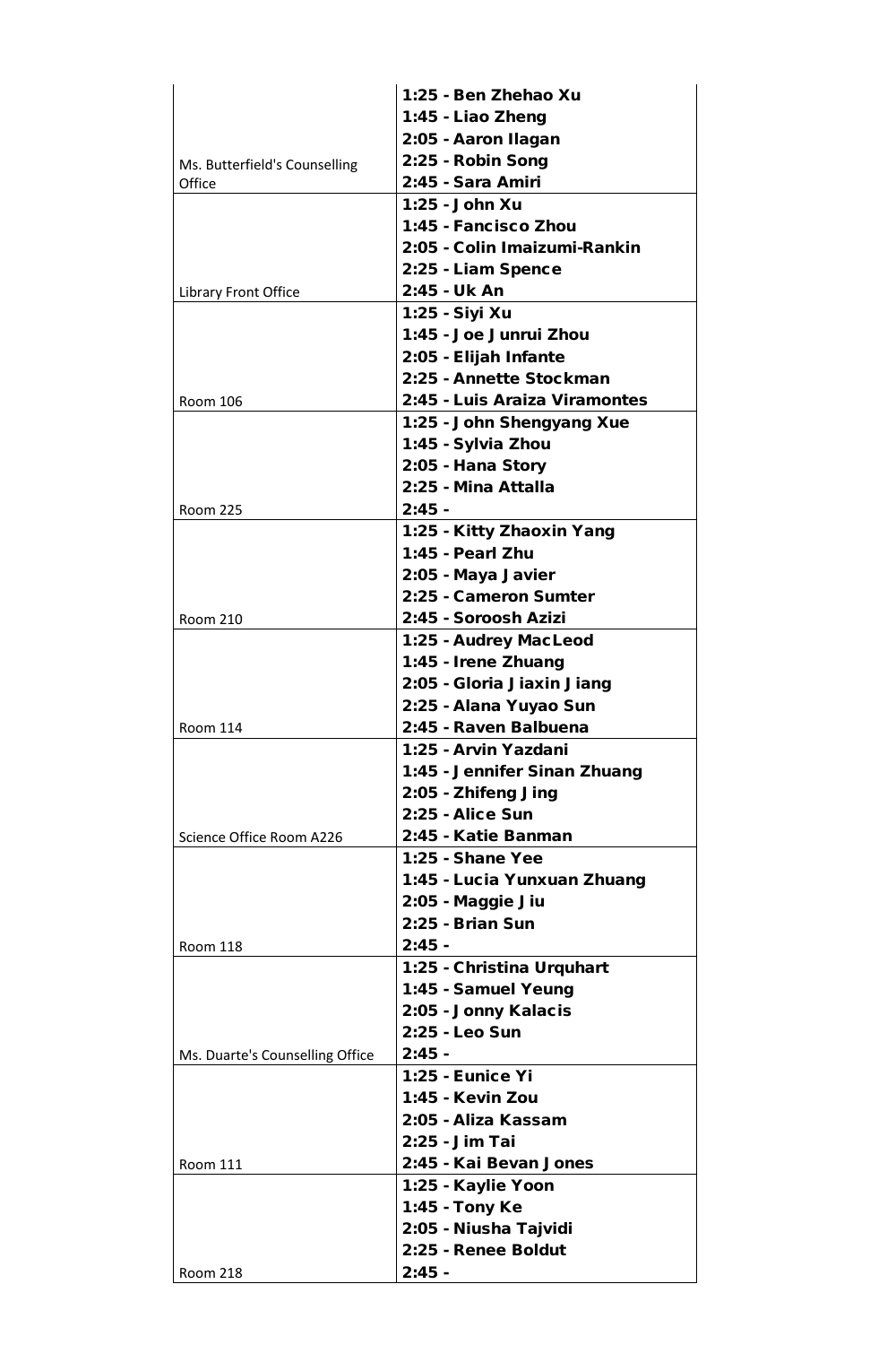| Location | Schedule |
|---|---|
| Ms. Butterfield's Counselling Office | **1:25 - Ben Zhehao Xu**<br>**1:45 - Liao Zheng**<br>**2:05 - Aaron Ilagan**<br>**2:25 - Robin Song**<br>**2:45 - Sara Amiri** |
| Library Front Office | **1:25 - John Xu**<br>**1:45 - Fancisco Zhou**<br>**2:05 - Colin Imaizumi-Rankin**<br>**2:25 - Liam Spence**<br>**2:45 - Uk An** |
| Room 106 | **1:25 - Siyi Xu**<br>**1:45 - Joe Junrui Zhou**<br>**2:05 - Elijah Infante**<br>**2:25 - Annette Stockman**<br>**2:45 - Luis Araiza Viramontes** |
| Room 225 | **1:25 - John Shengyang Xue**<br>**1:45 - Sylvia Zhou**<br>**2:05 - Hana Story**<br>**2:25 - Mina Attalla**<br>**2:45 -** |
| Room 210 | **1:25 - Kitty Zhaoxin Yang**<br>**1:45 - Pearl Zhu**<br>**2:05 - Maya Javier**<br>**2:25 - Cameron Sumter**<br>**2:45 - Soroosh Azizi** |
| Room 114 | **1:25 - Audrey MacLeod**<br>**1:45 - Irene Zhuang**<br>**2:05 - Gloria Jiaxin Jiang**<br>**2:25 - Alana Yuyao Sun**<br>**2:45 - Raven Balbuena** |
| Science Office Room A226 | **1:25 - Arvin Yazdani**<br>**1:45 - Jennifer Sinan Zhuang**<br>**2:05 - Zhifeng Jing**<br>**2:25 - Alice Sun**<br>**2:45 - Katie Banman** |
| Room 118 | **1:25 - Shane Yee**<br>**1:45 - Lucia Yunxuan Zhuang**<br>**2:05 - Maggie Jiu**<br>**2:25 - Brian Sun**<br>**2:45 -** |
| Ms. Duarte's Counselling Office | **1:25 - Christina Urquhart**<br>**1:45 - Samuel Yeung**<br>**2:05 - Jonny Kalacis**<br>**2:25 - Leo Sun**<br>**2:45 -** |
| Room 111 | **1:25 - Eunice Yi**<br>**1:45 - Kevin Zou**<br>**2:05 - Aliza Kassam**<br>**2:25 - Jim Tai**<br>**2:45 - Kai Bevan Jones** |
| Room 218 | **1:25 - Kaylie Yoon**<br>**1:45 - Tony Ke**<br>**2:05 - Niusha Tajvidi**<br>**2:25 - Renee Boldut**<br>**2:45 -** |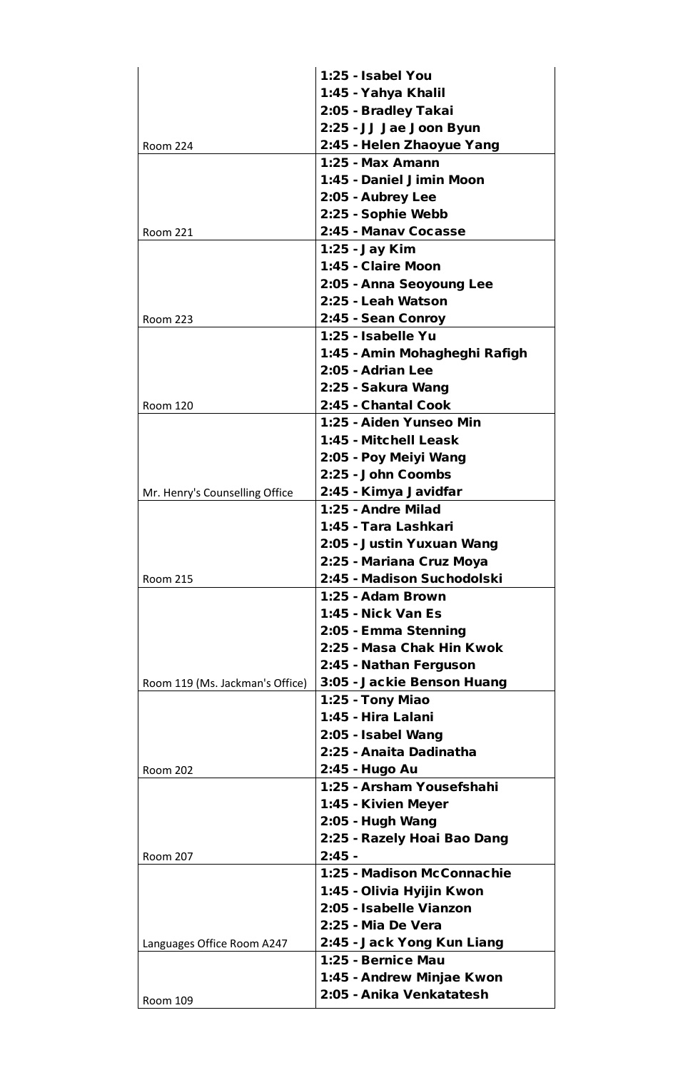| | |
|---|---|
| Room 224 | 1:25 - Isabel You<br>1:45 - Yahya Khalil<br>2:05 - Bradley Takai<br>2:25 - JJ Jae Joon Byun<br>2:45 - Helen Zhaoyue Yang |
| Room 221 | 1:25 - Max Amann<br>1:45 - Daniel Jimin Moon<br>2:05 - Aubrey Lee<br>2:25 - Sophie Webb<br>2:45 - Manav Cocasse |
| Room 223 | 1:25 - Jay Kim<br>1:45 - Claire Moon<br>2:05 - Anna Seoyoung Lee<br>2:25 - Leah Watson<br>2:45 - Sean Conroy |
| Room 120 | 1:25 - Isabelle Yu<br>1:45 - Amin Mohagheghi Rafigh<br>2:05 - Adrian Lee<br>2:25 - Sakura Wang<br>2:45 - Chantal Cook |
| Mr. Henry's Counselling Office | 1:25 - Aiden Yunseo Min<br>1:45 - Mitchell Leask<br>2:05 - Poy Meiyi Wang<br>2:25 - John Coombs<br>2:45 - Kimya Javidfar |
| Room 215 | 1:25 - Andre Milad<br>1:45 - Tara Lashkari<br>2:05 - Justin Yuxuan Wang<br>2:25 - Mariana Cruz Moya<br>2:45 - Madison Suchodolski |
| Room 119 (Ms. Jackman's Office) | 1:25 - Adam Brown<br>1:45 - Nick Van Es<br>2:05 - Emma Stenning<br>2:25 - Masa Chak Hin Kwok<br>2:45 - Nathan Ferguson<br>3:05 - Jackie Benson Huang |
| Room 202 | 1:25 - Tony Miao<br>1:45 - Hira Lalani<br>2:05 - Isabel Wang<br>2:25 - Anaita Dadinatha<br>2:45 - Hugo Au |
| Room 207 | 1:25 - Arsham Yousefshahi<br>1:45 - Kivien Meyer<br>2:05 - Hugh Wang<br>2:25 - Razely Hoai Bao Dang<br>2:45 - |
| Languages Office Room A247 | 1:25 - Madison McConnachie<br>1:45 - Olivia Hyijin Kwon<br>2:05 - Isabelle Vianzon<br>2:25 - Mia De Vera<br>2:45 - Jack Yong Kun Liang |
| Room 109 | 1:25 - Bernice Mau<br>1:45 - Andrew Minjae Kwon<br>2:05 - Anika Venkatatesh |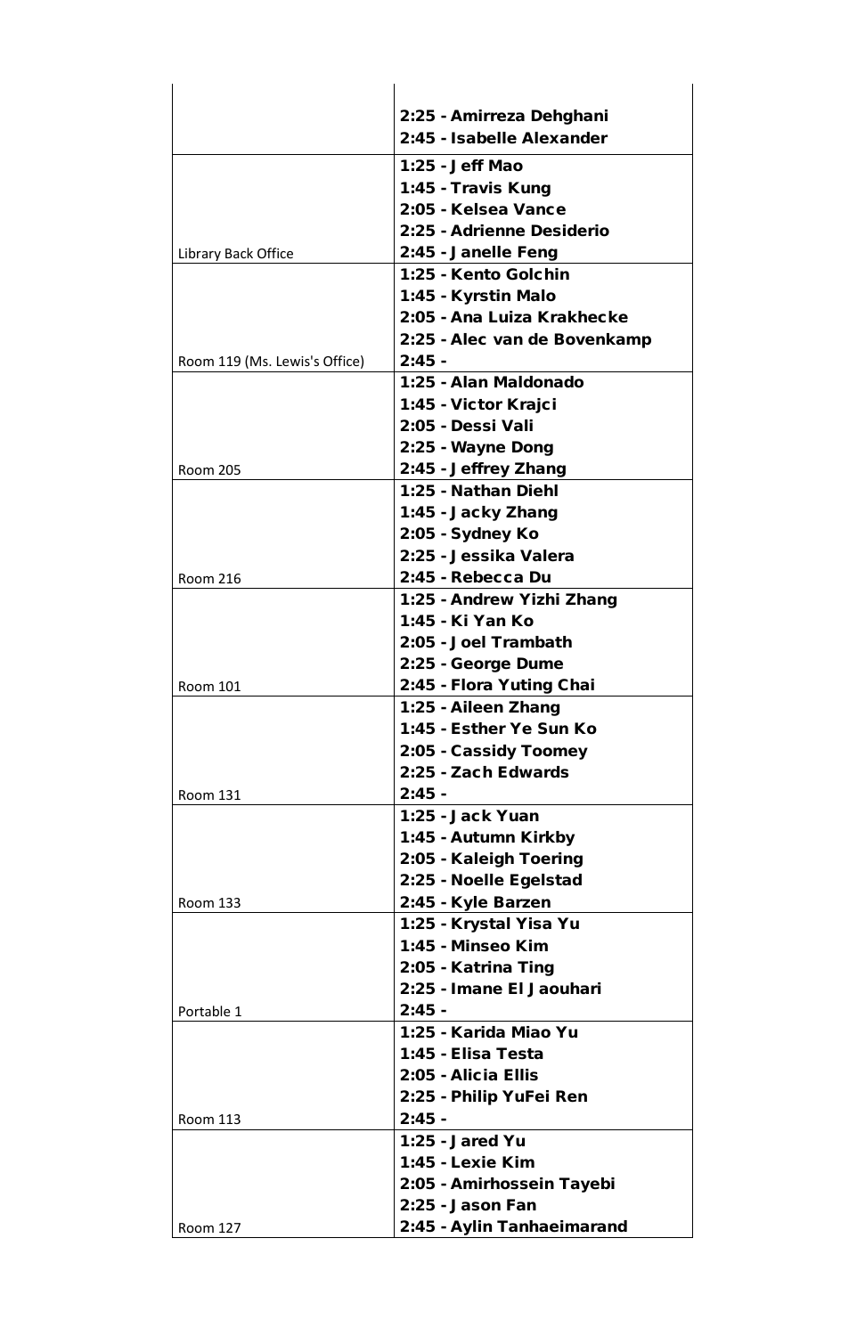| | |
|---|---|
| | 2:25 - Amirreza Dehghani<br>2:45 - Isabelle Alexander |
| Library Back Office | 1:25 - Jeff Mao<br>1:45 - Travis Kung<br>2:05 - Kelsea Vance<br>2:25 - Adrienne Desiderio<br>2:45 - Janelle Feng |
| Room 119 (Ms. Lewis's Office) | 1:25 - Kento Golchin<br>1:45 - Kyrstin Malo<br>2:05 - Ana Luiza Krakhecke<br>2:25 - Alec van de Bovenkamp<br>2:45 - |
| Room 205 | 1:25 - Alan Maldonado<br>1:45 - Victor Krajci<br>2:05 - Dessi Vali<br>2:25 - Wayne Dong<br>2:45 - Jeffrey Zhang |
| Room 216 | 1:25 - Nathan Diehl<br>1:45 - Jacky Zhang<br>2:05 - Sydney Ko<br>2:25 - Jessika Valera<br>2:45 - Rebecca Du |
| Room 101 | 1:25 - Andrew Yizhi Zhang<br>1:45 - Ki Yan Ko<br>2:05 - Joel Trambath<br>2:25 - George Dume<br>2:45 - Flora Yuting Chai |
| Room 131 | 1:25 - Aileen Zhang<br>1:45 - Esther Ye Sun Ko<br>2:05 - Cassidy Toomey<br>2:25 - Zach Edwards<br>2:45 - |
| Room 133 | 1:25 - Jack Yuan<br>1:45 - Autumn Kirkby<br>2:05 - Kaleigh Toering<br>2:25 - Noelle Egelstad<br>2:45 - Kyle Barzen |
| Portable 1 | 1:25 - Krystal Yisa Yu<br>1:45 - Minseo Kim<br>2:05 - Katrina Ting<br>2:25 - Imane El Jaouhari<br>2:45 - |
| Room 113 | 1:25 - Karida Miao Yu<br>1:45 - Elisa Testa<br>2:05 - Alicia Ellis<br>2:25 - Philip YuFei Ren<br>2:45 - |
| Room 127 | 1:25 - Jared Yu<br>1:45 - Lexie Kim<br>2:05 - Amirhossein Tayebi<br>2:25 - Jason Fan<br>2:45 - Aylin Tanhaeimarand |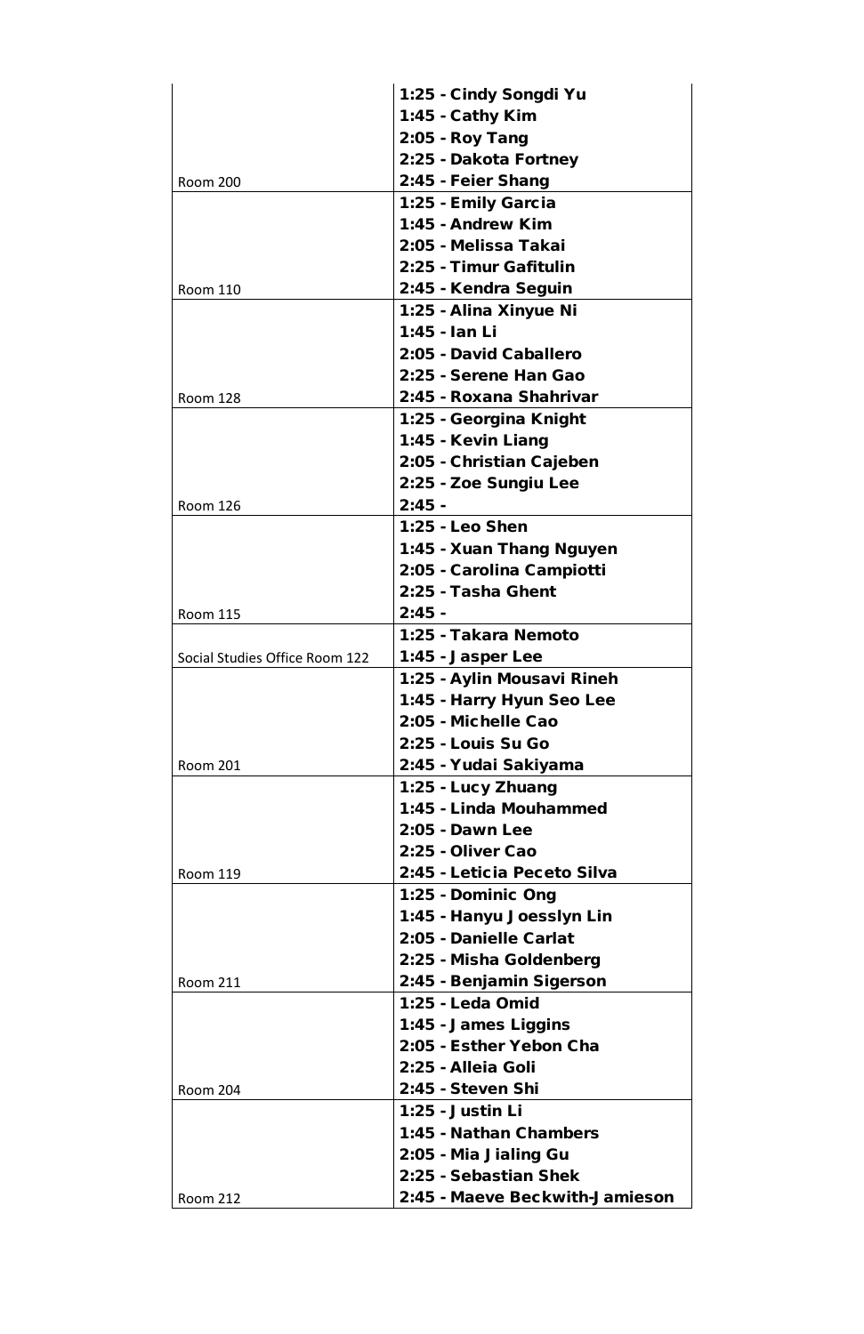| Room | Schedule |
| --- | --- |
| Room 200 | 1:25 - Cindy Songdi Yu<br>1:45 - Cathy Kim<br>2:05 - Roy Tang<br>2:25 - Dakota Fortney<br>2:45 - Feier Shang |
| Room 110 | 1:25 - Emily Garcia<br>1:45 - Andrew Kim<br>2:05 - Melissa Takai<br>2:25 - Timur Gafitulin<br>2:45 - Kendra Seguin |
| Room 128 | 1:25 - Alina Xinyue Ni<br>1:45 - Ian Li<br>2:05 - David Caballero<br>2:25 - Serene Han Gao<br>2:45 - Roxana Shahrivar |
| Room 126 | 1:25 - Georgina Knight<br>1:45 - Kevin Liang<br>2:05 - Christian Cajeben<br>2:25 - Zoe Sungiu Lee<br>2:45 - |
| Room 115 | 1:25 - Leo Shen<br>1:45 - Xuan Thang Nguyen<br>2:05 - Carolina Campiotti<br>2:25 - Tasha Ghent<br>2:45 - |
| Social Studies Office Room 122 | 1:25 - Takara Nemoto<br>1:45 - Jasper Lee |
| Room 201 | 1:25 - Aylin Mousavi Rineh<br>1:45 - Harry Hyun Seo Lee<br>2:05 - Michelle Cao<br>2:25 - Louis Su Go<br>2:45 - Yudai Sakiyama |
| Room 119 | 1:25 - Lucy Zhuang<br>1:45 - Linda Mouhammed<br>2:05 - Dawn Lee<br>2:25 - Oliver Cao<br>2:45 - Leticia Peceto Silva |
| Room 211 | 1:25 - Dominic Ong<br>1:45 - Hanyu Joesslyn Lin<br>2:05 - Danielle Carlat<br>2:25 - Misha Goldenberg<br>2:45 - Benjamin Sigerson |
| Room 204 | 1:25 - Leda Omid<br>1:45 - James Liggins<br>2:05 - Esther Yebon Cha<br>2:25 - Alleia Goli<br>2:45 - Steven Shi |
| Room 212 | 1:25 - Justin Li<br>1:45 - Nathan Chambers<br>2:05 - Mia Jialing Gu<br>2:25 - Sebastian Shek<br>2:45 - Maeve Beckwith-Jamieson |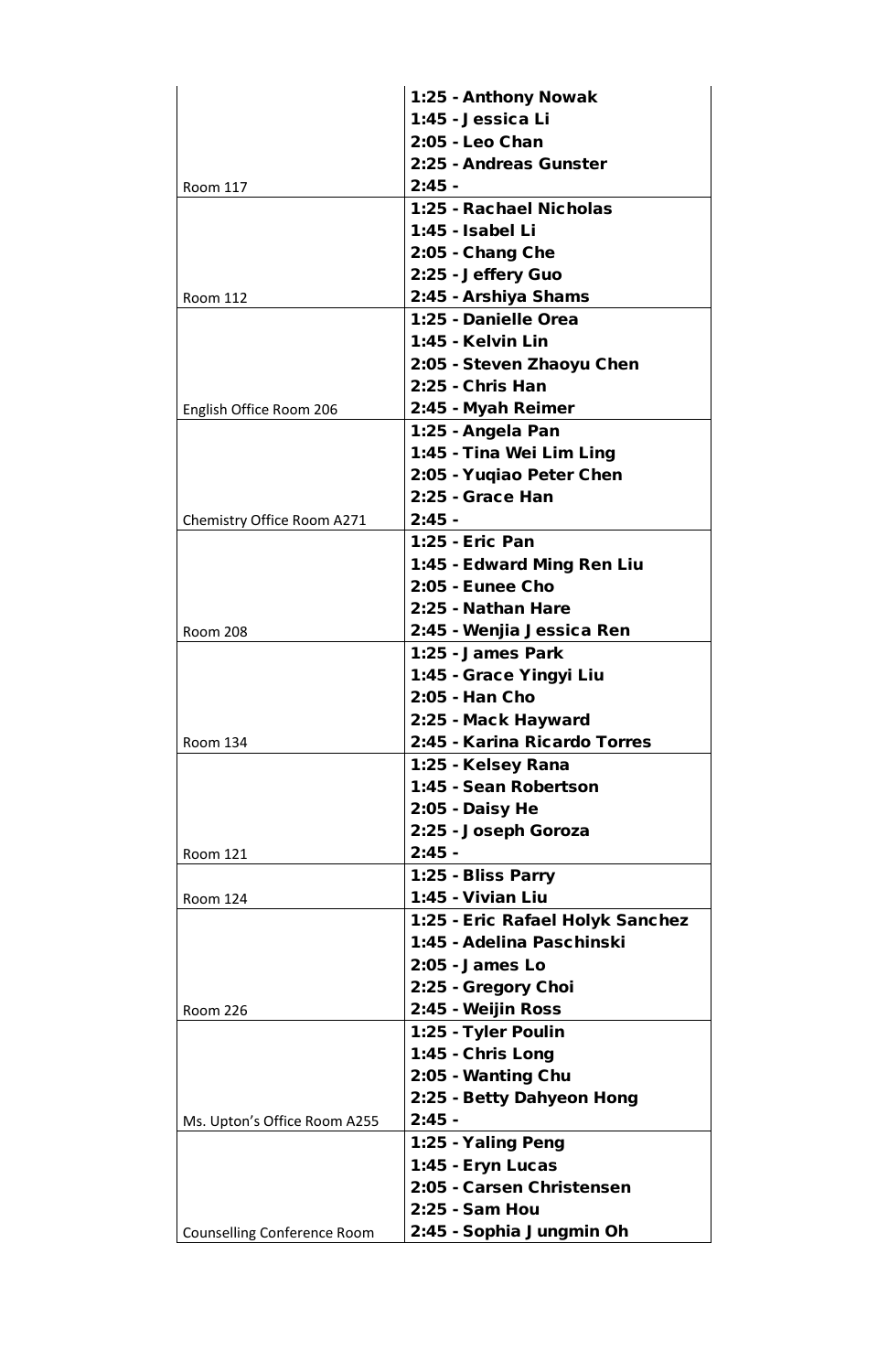| Room | Schedule |
| --- | --- |
| Room 117 | **1:25 - Anthony Nowak**<br>**1:45 - Jessica Li**<br>**2:05 - Leo Chan**<br>**2:25 - Andreas Gunster**<br>**2:45 -** |
| Room 112 | **1:25 - Rachael Nicholas**<br>**1:45 - Isabel Li**<br>**2:05 - Chang Che**<br>**2:25 - Jeffery Guo**<br>**2:45 - Arshiya Shams** |
| English Office Room 206 | **1:25 - Danielle Orea**<br>**1:45 - Kelvin Lin**<br>**2:05 - Steven Zhaoyu Chen**<br>**2:25 - Chris Han**<br>**2:45 - Myah Reimer** |
| Chemistry Office Room A271 | **1:25 - Angela Pan**<br>**1:45 - Tina Wei Lim Ling**<br>**2:05 - Yuqiao Peter Chen**<br>**2:25 - Grace Han**<br>**2:45 -** |
| Room 208 | **1:25 - Eric Pan**<br>**1:45 - Edward Ming Ren Liu**<br>**2:05 - Eunee Cho**<br>**2:25 - Nathan Hare**<br>**2:45 - Wenjia Jessica Ren** |
| Room 134 | **1:25 - James Park**<br>**1:45 - Grace Yingyi Liu**<br>**2:05 - Han Cho**<br>**2:25 - Mack Hayward**<br>**2:45 - Karina Ricardo Torres** |
| Room 121 | **1:25 - Kelsey Rana**<br>**1:45 - Sean Robertson**<br>**2:05 - Daisy He**<br>**2:25 - Joseph Goroza**<br>**2:45 -** |
| Room 124 | **1:25 - Bliss Parry**<br>**1:45 - Vivian Liu** |
| Room 226 | **1:25 - Eric Rafael Holyk Sanchez**<br>**1:45 - Adelina Paschinski**<br>**2:05 - James Lo**<br>**2:25 - Gregory Choi**<br>**2:45 - Weijin Ross** |
| Ms. Upton's Office Room A255 | **1:25 - Tyler Poulin**<br>**1:45 - Chris Long**<br>**2:05 - Wanting Chu**<br>**2:25 - Betty Dahyeon Hong**<br>**2:45 -** |
| Counselling Conference Room | **1:25 - Yaling Peng**<br>**1:45 - Eryn Lucas**<br>**2:05 - Carsen Christensen**<br>**2:25 - Sam Hou**<br>**2:45 - Sophia Jungmin Oh** |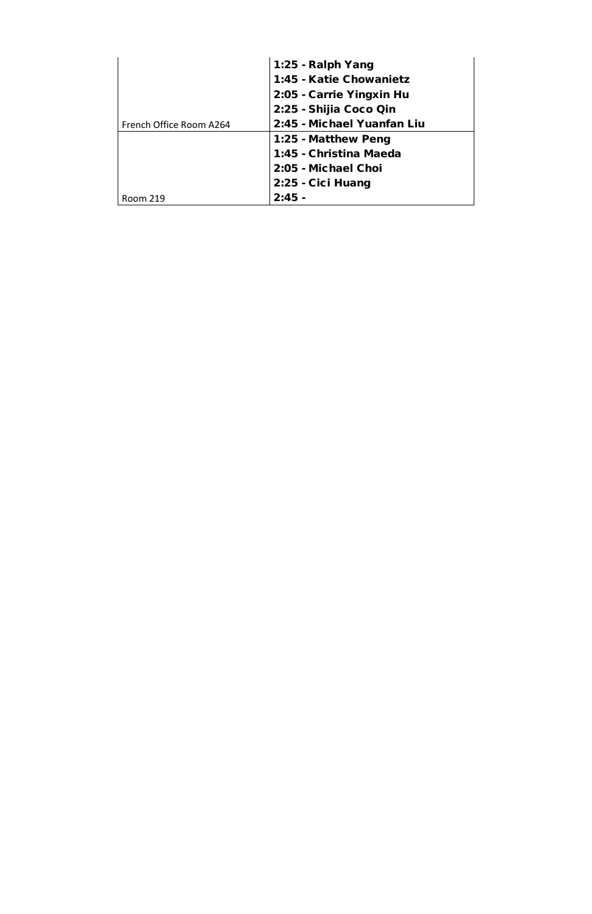| | |
|---|---|
| French Office Room A264 | **1:25 - Ralph Yang**<br>**1:45 - Katie Chowanietz**<br>**2:05 - Carrie Yingxin Hu**<br>**2:25 - Shijia Coco Qin**<br>**2:45 - Michael Yuanfan Liu** |
| Room 219 | **1:25 - Matthew Peng**<br>**1:45 - Christina Maeda**<br>**2:05 - Michael Choi**<br>**2:25 - Cici Huang**<br>**2:45 -** |